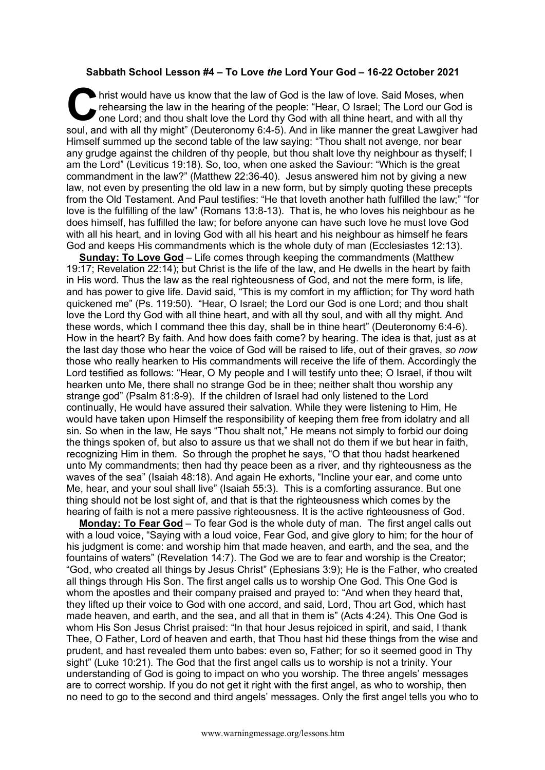**Sabbath School Lesson #4 – To Love *the* Lord Your God – 16-22 October 2021**

Christ would have us know that the law of God is the law of love. Said Moses, when rehearsing the law in the hearing of the people: "Hear, O Israel; The Lord our God is one Lord; and thou shalt love the Lord thy God with all thine heart, and with all thy soul, and with all thy might" (Deuteronomy 6:4-5). And in like manner the great Lawgiver had Himself summed up the second table of the law saying: "Thou shalt not avenge, nor bear any grudge against the children of thy people, but thou shalt love thy neighbour as thyself; I am the Lord" (Leviticus 19:18). So, too, when one asked the Saviour: "Which is the great commandment in the law?" (Matthew 22:36-40). Jesus answered him not by giving a new law, not even by presenting the old law in a new form, but by simply quoting these precepts from the Old Testament. And Paul testifies: "He that loveth another hath fulfilled the law;" "for love is the fulfilling of the law" (Romans 13:8-13). That is, he who loves his neighbour as he does himself, has fulfilled the law; for before anyone can have such love he must love God with all his heart, and in loving God with all his heart and his neighbour as himself he fears God and keeps His commandments which is the whole duty of man (Ecclesiastes 12:13).

**Sunday: To Love God** – Life comes through keeping the commandments (Matthew 19:17; Revelation 22:14); but Christ is the life of the law, and He dwells in the heart by faith in His word. Thus the law as the real righteousness of God, and not the mere form, is life, and has power to give life. David said, "This is my comfort in my affliction; for Thy word hath quickened me" (Ps. 119:50). "Hear, O Israel; the Lord our God is one Lord; and thou shalt love the Lord thy God with all thine heart, and with all thy soul, and with all thy might. And these words, which I command thee this day, shall be in thine heart" (Deuteronomy 6:4-6). How in the heart? By faith. And how does faith come? by hearing. The idea is that, just as at the last day those who hear the voice of God will be raised to life, out of their graves, *so now* those who really hearken to His commandments will receive the life of them. Accordingly the Lord testified as follows: "Hear, O My people and I will testify unto thee; O Israel, if thou wilt hearken unto Me, there shall no strange God be in thee; neither shalt thou worship any strange god" (Psalm 81:8-9). If the children of Israel had only listened to the Lord continually, He would have assured their salvation. While they were listening to Him, He would have taken upon Himself the responsibility of keeping them free from idolatry and all sin. So when in the law, He says "Thou shalt not," He means not simply to forbid our doing the things spoken of, but also to assure us that we shall not do them if we but hear in faith, recognizing Him in them. So through the prophet he says, "O that thou hadst hearkened unto My commandments; then had thy peace been as a river, and thy righteousness as the waves of the sea" (Isaiah 48:18). And again He exhorts, "Incline your ear, and come unto Me, hear, and your soul shall live" (Isaiah 55:3). This is a comforting assurance. But one thing should not be lost sight of, and that is that the righteousness which comes by the hearing of faith is not a mere passive righteousness. It is the active righteousness of God.

**Monday: To Fear God** – To fear God is the whole duty of man. The first angel calls out with a loud voice, "Saying with a loud voice, Fear God, and give glory to him; for the hour of his judgment is come: and worship him that made heaven, and earth, and the sea, and the fountains of waters" (Revelation 14:7). The God we are to fear and worship is the Creator; "God, who created all things by Jesus Christ" (Ephesians 3:9); He is the Father, who created all things through His Son. The first angel calls us to worship One God. This One God is whom the apostles and their company praised and prayed to: "And when they heard that, they lifted up their voice to God with one accord, and said, Lord, Thou art God, which hast made heaven, and earth, and the sea, and all that in them is" (Acts 4:24). This One God is whom His Son Jesus Christ praised: "In that hour Jesus rejoiced in spirit, and said, I thank Thee, O Father, Lord of heaven and earth, that Thou hast hid these things from the wise and prudent, and hast revealed them unto babes: even so, Father; for so it seemed good in Thy sight" (Luke 10:21). The God that the first angel calls us to worship is not a trinity. Your understanding of God is going to impact on who you worship. The three angels' messages are to correct worship. If you do not get it right with the first angel, as who to worship, then no need to go to the second and third angels' messages. Only the first angel tells you who to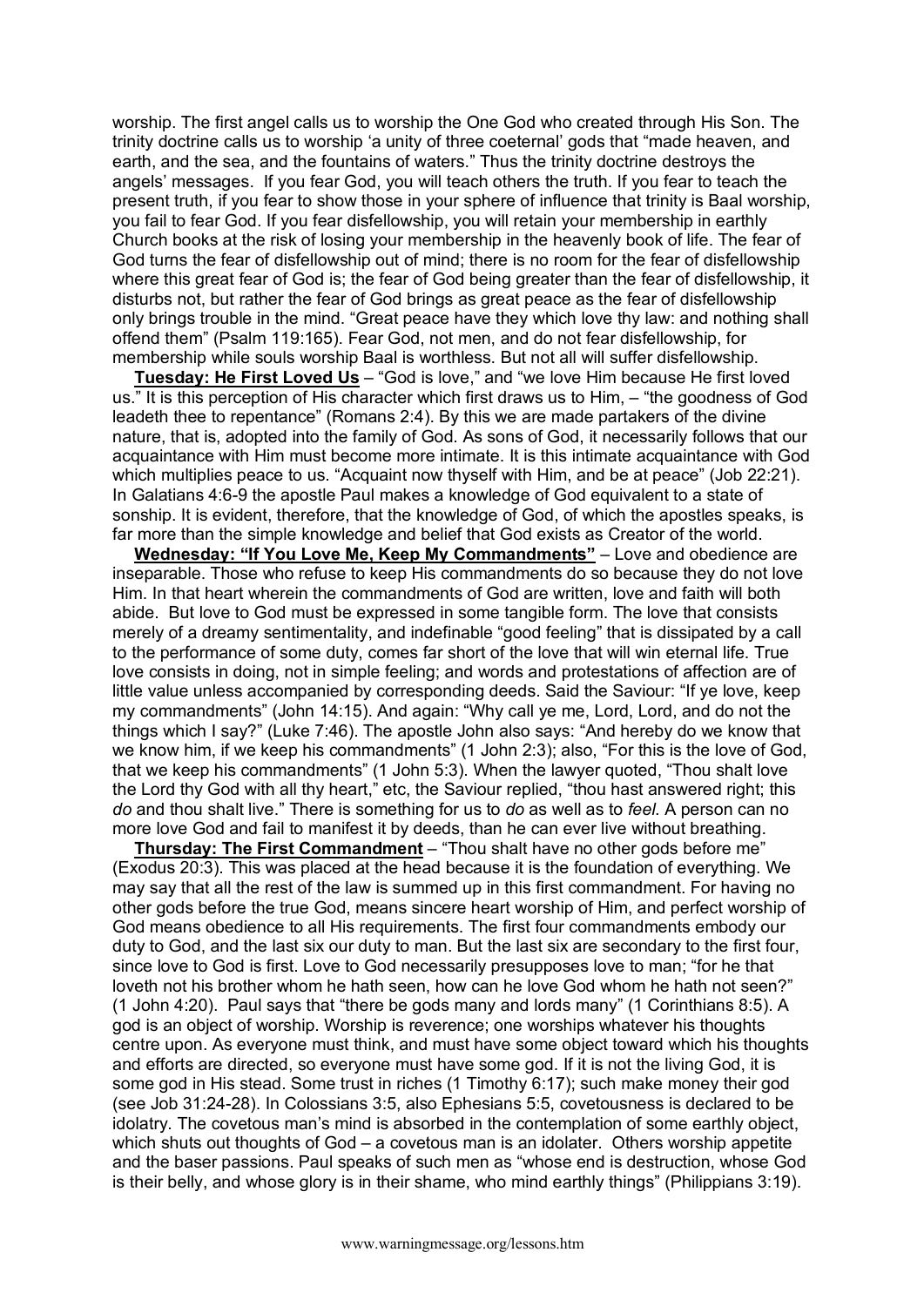worship. The first angel calls us to worship the One God who created through His Son. The trinity doctrine calls us to worship 'a unity of three coeternal' gods that "made heaven, and earth, and the sea, and the fountains of waters." Thus the trinity doctrine destroys the angels' messages. If you fear God, you will teach others the truth. If you fear to teach the present truth, if you fear to show those in your sphere of influence that trinity is Baal worship, you fail to fear God. If you fear disfellowship, you will retain your membership in earthly Church books at the risk of losing your membership in the heavenly book of life. The fear of God turns the fear of disfellowship out of mind; there is no room for the fear of disfellowship where this great fear of God is; the fear of God being greater than the fear of disfellowship, it disturbs not, but rather the fear of God brings as great peace as the fear of disfellowship only brings trouble in the mind. "Great peace have they which love thy law: and nothing shall offend them" (Psalm 119:165). Fear God, not men, and do not fear disfellowship, for membership while souls worship Baal is worthless. But not all will suffer disfellowship.

**<u>Tuesday: He First Loved Us</u>** – "God is love," and "we love Him because He first loved us." It is this perception of His character which first draws us to Him, – "the goodness of God leadeth thee to repentance" (Romans 2:4). By this we are made partakers of the divine nature, that is, adopted into the family of God. As sons of God, it necessarily follows that our acquaintance with Him must become more intimate. It is this intimate acquaintance with God which multiplies peace to us. "Acquaint now thyself with Him, and be at peace" (Job 22:21). In Galatians 4:6-9 the apostle Paul makes a knowledge of God equivalent to a state of sonship. It is evident, therefore, that the knowledge of God, of which the apostles speaks, is far more than the simple knowledge and belief that God exists as Creator of the world.

**<u>Wednesday: "If You Love Me, Keep My Commandments"</u>** – Love and obedience are inseparable. Those who refuse to keep His commandments do so because they do not love Him. In that heart wherein the commandments of God are written, love and faith will both abide. But love to God must be expressed in some tangible form. The love that consists merely of a dreamy sentimentality, and indefinable "good feeling" that is dissipated by a call to the performance of some duty, comes far short of the love that will win eternal life. True love consists in doing, not in simple feeling; and words and protestations of affection are of little value unless accompanied by corresponding deeds. Said the Saviour: "If ye love, keep my commandments" (John 14:15). And again: "Why call ye me, Lord, Lord, and do not the things which I say?" (Luke 7:46). The apostle John also says: "And hereby do we know that we know him, if we keep his commandments" (1 John 2:3); also, "For this is the love of God, that we keep his commandments" (1 John 5:3). When the lawyer quoted, "Thou shalt love the Lord thy God with all thy heart," etc, the Saviour replied, "thou hast answered right; this *do* and thou shalt live." There is something for us to *do* as well as to *feel*. A person can no more love God and fail to manifest it by deeds, than he can ever live without breathing.

**<u>Thursday: The First Commandment</u>** – "Thou shalt have no other gods before me" (Exodus 20:3). This was placed at the head because it is the foundation of everything. We may say that all the rest of the law is summed up in this first commandment. For having no other gods before the true God, means sincere heart worship of Him, and perfect worship of God means obedience to all His requirements. The first four commandments embody our duty to God, and the last six our duty to man. But the last six are secondary to the first four, since love to God is first. Love to God necessarily presupposes love to man; "for he that loveth not his brother whom he hath seen, how can he love God whom he hath not seen?" (1 John 4:20). Paul says that "there be gods many and lords many" (1 Corinthians 8:5). A god is an object of worship. Worship is reverence; one worships whatever his thoughts centre upon. As everyone must think, and must have some object toward which his thoughts and efforts are directed, so everyone must have some god. If it is not the living God, it is some god in His stead. Some trust in riches (1 Timothy 6:17); such make money their god (see Job 31:24-28). In Colossians 3:5, also Ephesians 5:5, covetousness is declared to be idolatry. The covetous man's mind is absorbed in the contemplation of some earthly object, which shuts out thoughts of God – a covetous man is an idolater. Others worship appetite and the baser passions. Paul speaks of such men as "whose end is destruction, whose God is their belly, and whose glory is in their shame, who mind earthly things" (Philippians 3:19).